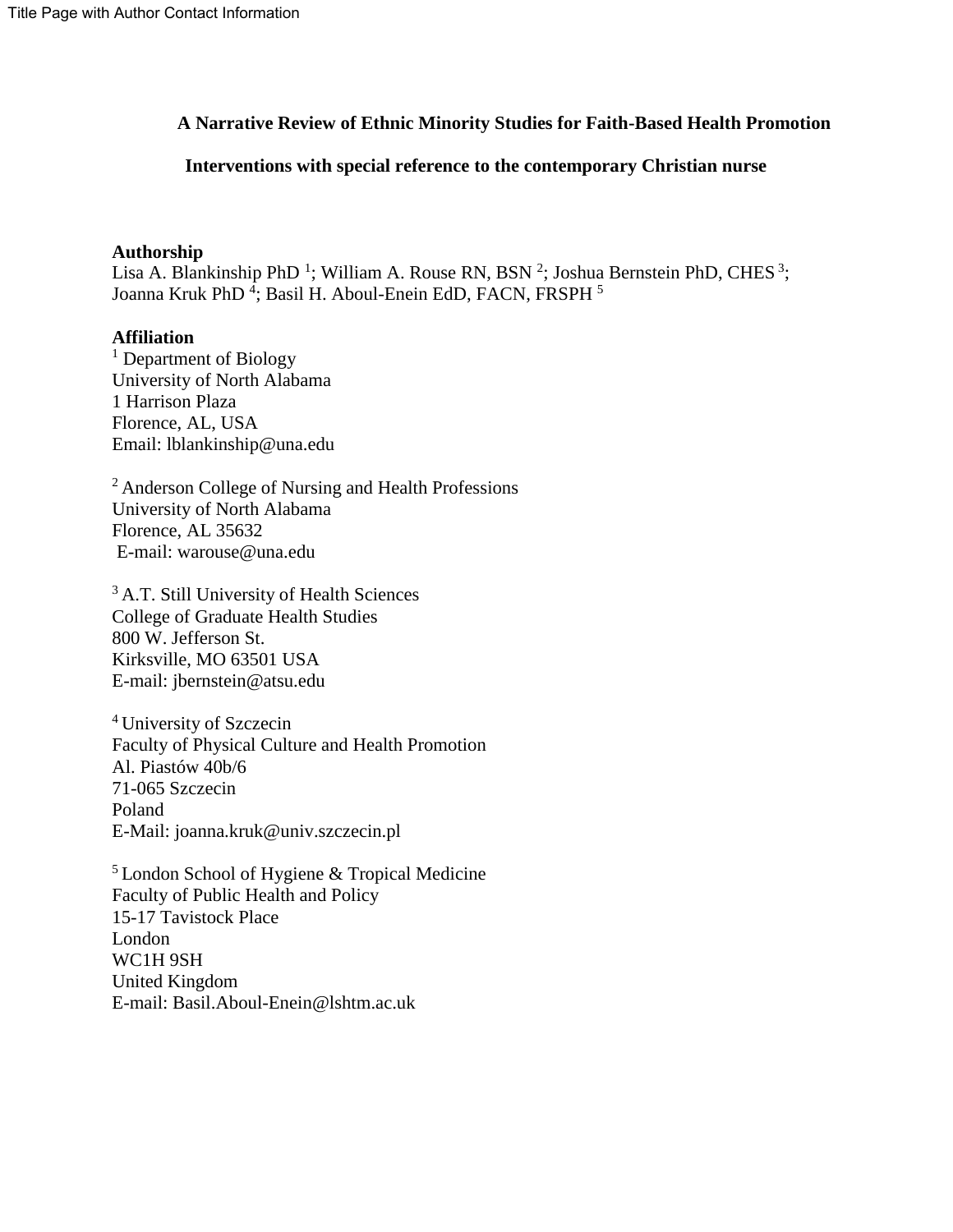Title Page with Author Contact Information

# A Narrative Review of Ethnic Minority Studies for Faith-Based Health Promotion Interventions with special reference to the contemporary Christian nurse

**Authorship**

Lisa A. Blankinship PhD [1]; William A. Rouse RN, BSN [2]; Joshua Bernstein PhD, CHES [3]; Joanna Kruk PhD [4]; Basil H. Aboul-Enein EdD, FACN, FRSPH [5]

**Affiliation**

[1] Department of Biology
University of North Alabama
1 Harrison Plaza
Florence, AL, USA
Email: lblankinship@una.edu

[2] Anderson College of Nursing and Health Professions
University of North Alabama
Florence, AL 35632
E-mail: warouse@una.edu

[3] A.T. Still University of Health Sciences
College of Graduate Health Studies
800 W. Jefferson St.
Kirksville, MO 63501 USA
E-mail: jbernstein@atsu.edu

[4] University of Szczecin
Faculty of Physical Culture and Health Promotion
Al. Piastów 40b/6
71-065 Szczecin
Poland
E-Mail: joanna.kruk@univ.szczecin.pl

[5] London School of Hygiene & Tropical Medicine
Faculty of Public Health and Policy
15-17 Tavistock Place
London
WC1H 9SH
United Kingdom
E-mail: Basil.Aboul-Enein@lshtm.ac.uk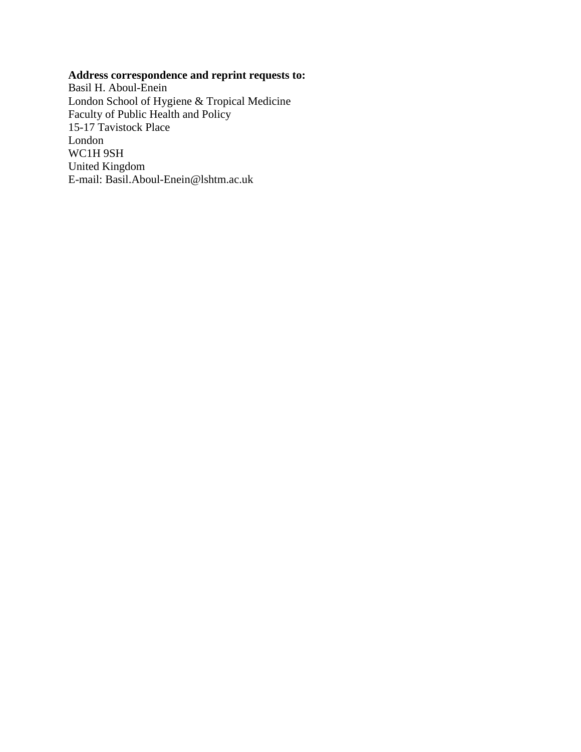**Address correspondence and reprint requests to:**
Basil H. Aboul-Enein
London School of Hygiene & Tropical Medicine
Faculty of Public Health and Policy
15-17 Tavistock Place
London
WC1H 9SH
United Kingdom
E-mail: Basil.Aboul-Enein@lshtm.ac.uk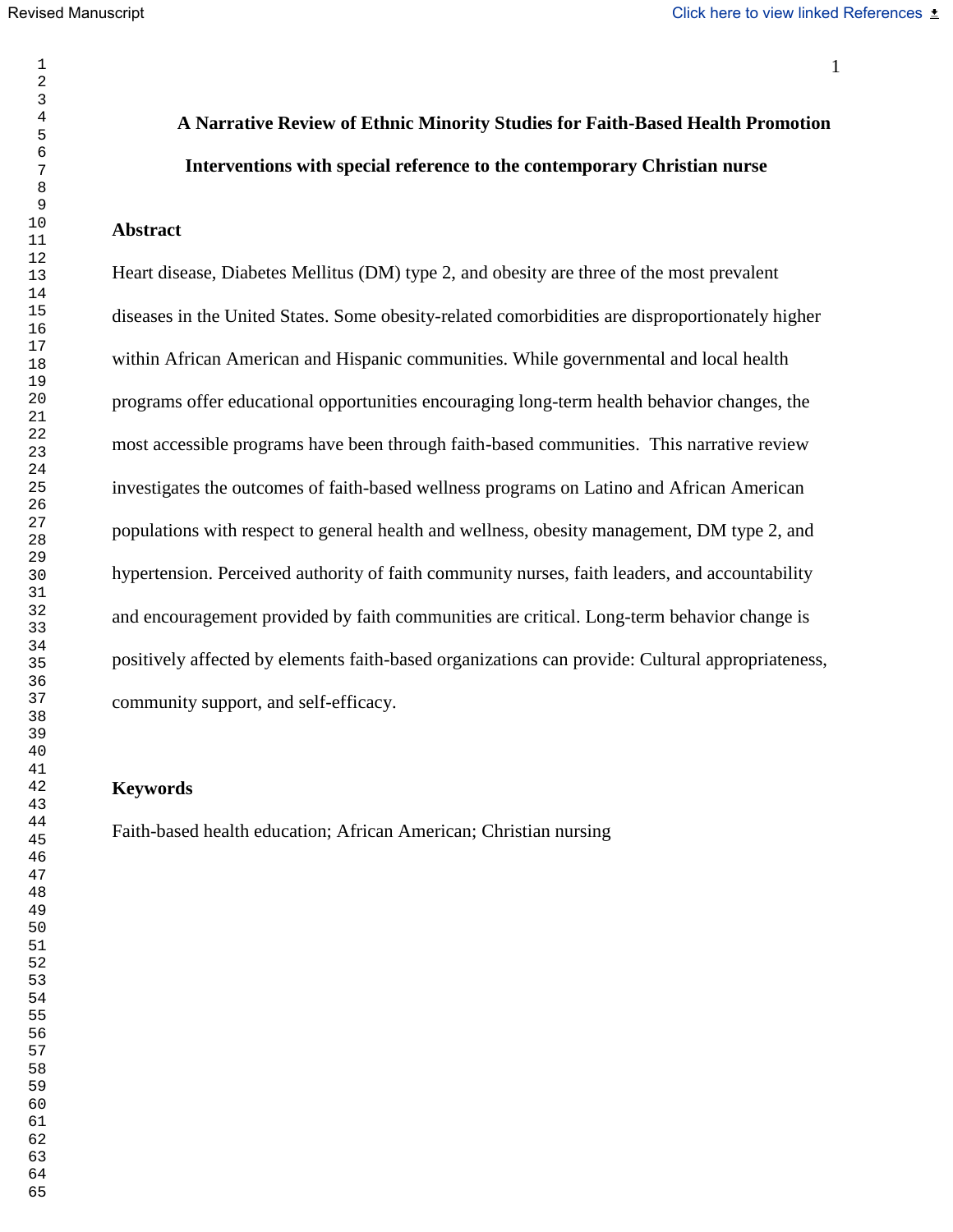# A Narrative Review of Ethnic Minority Studies for Faith-Based Health Promotion Interventions with special reference to the contemporary Christian nurse

## Abstract

Heart disease, Diabetes Mellitus (DM) type 2, and obesity are three of the most prevalent diseases in the United States. Some obesity-related comorbidities are disproportionately higher within African American and Hispanic communities. While governmental and local health programs offer educational opportunities encouraging long-term health behavior changes, the most accessible programs have been through faith-based communities. This narrative review investigates the outcomes of faith-based wellness programs on Latino and African American populations with respect to general health and wellness, obesity management, DM type 2, and hypertension. Perceived authority of faith community nurses, faith leaders, and accountability and encouragement provided by faith communities are critical. Long-term behavior change is positively affected by elements faith-based organizations can provide: Cultural appropriateness, community support, and self-efficacy.

## Keywords

Faith-based health education; African American; Christian nursing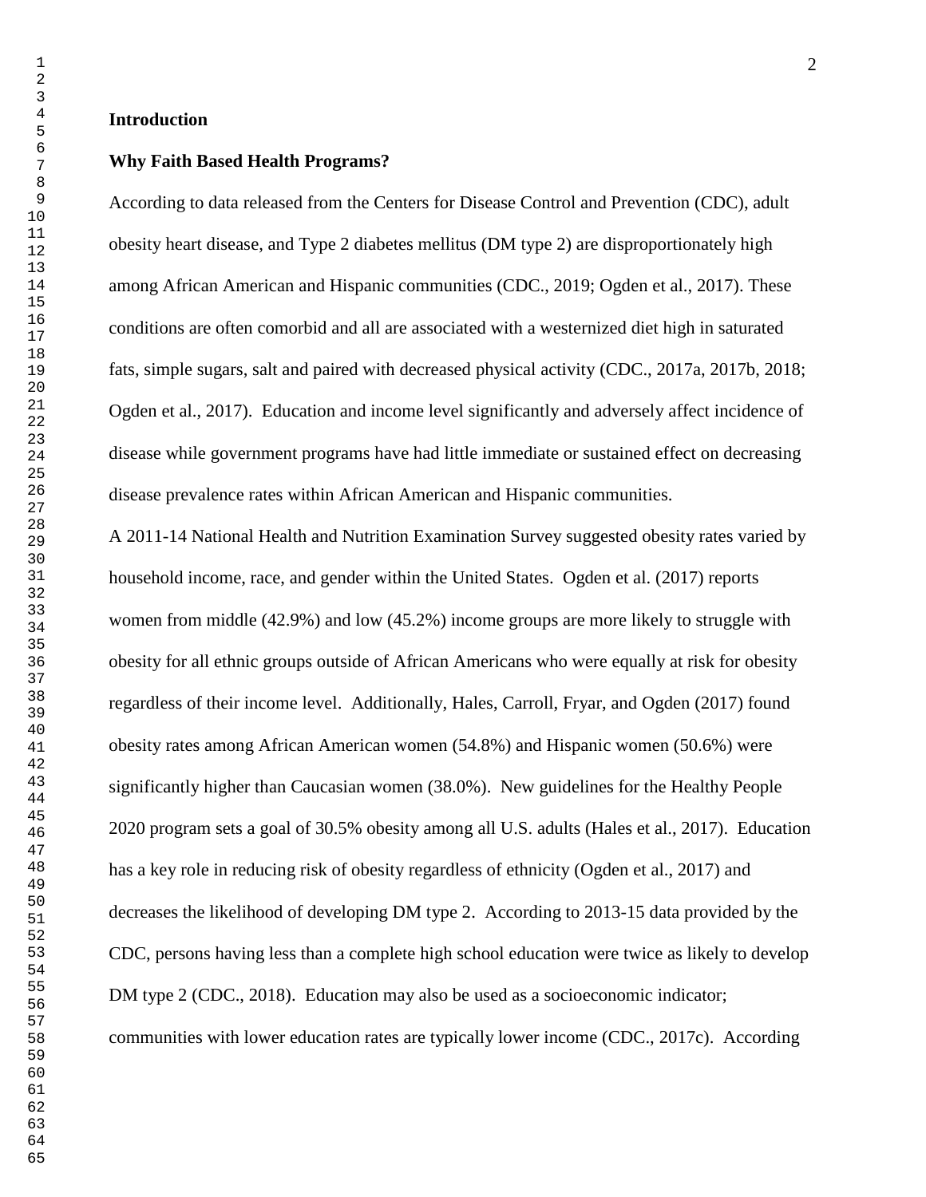## Introduction

### Why Faith Based Health Programs?

According to data released from the Centers for Disease Control and Prevention (CDC), adult obesity heart disease, and Type 2 diabetes mellitus (DM type 2) are disproportionately high among African American and Hispanic communities (CDC., 2019; Ogden et al., 2017). These conditions are often comorbid and all are associated with a westernized diet high in saturated fats, simple sugars, salt and paired with decreased physical activity (CDC., 2017a, 2017b, 2018; Ogden et al., 2017). Education and income level significantly and adversely affect incidence of disease while government programs have had little immediate or sustained effect on decreasing disease prevalence rates within African American and Hispanic communities.

A 2011-14 National Health and Nutrition Examination Survey suggested obesity rates varied by household income, race, and gender within the United States. Ogden et al. (2017) reports women from middle (42.9%) and low (45.2%) income groups are more likely to struggle with obesity for all ethnic groups outside of African Americans who were equally at risk for obesity regardless of their income level. Additionally, Hales, Carroll, Fryar, and Ogden (2017) found obesity rates among African American women (54.8%) and Hispanic women (50.6%) were significantly higher than Caucasian women (38.0%). New guidelines for the Healthy People 2020 program sets a goal of 30.5% obesity among all U.S. adults (Hales et al., 2017). Education has a key role in reducing risk of obesity regardless of ethnicity (Ogden et al., 2017) and decreases the likelihood of developing DM type 2. According to 2013-15 data provided by the CDC, persons having less than a complete high school education were twice as likely to develop DM type 2 (CDC., 2018). Education may also be used as a socioeconomic indicator; communities with lower education rates are typically lower income (CDC., 2017c). According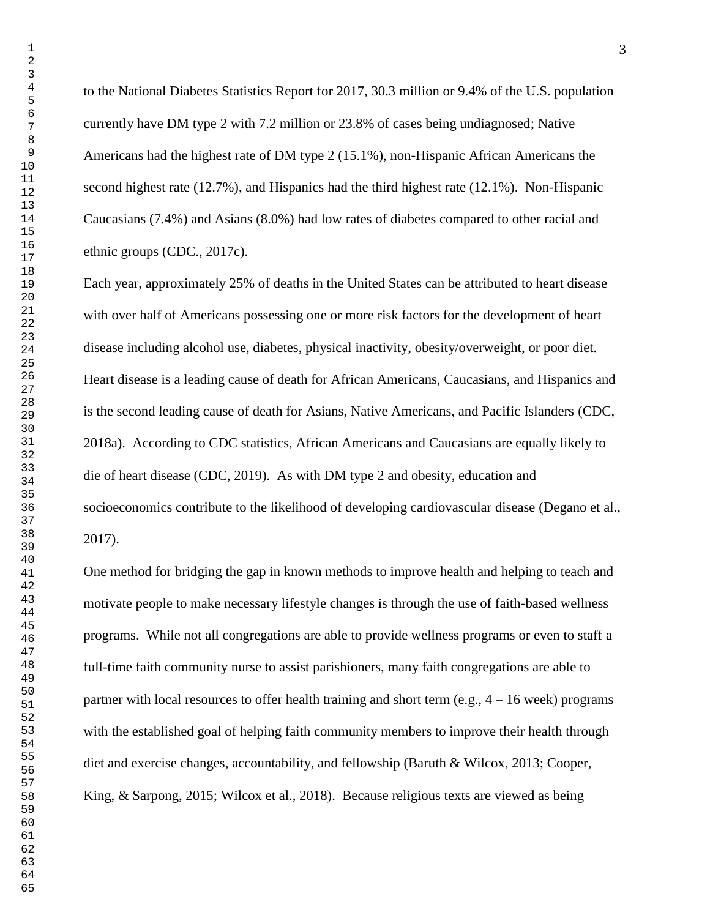to the National Diabetes Statistics Report for 2017, 30.3 million or 9.4% of the U.S. population currently have DM type 2 with 7.2 million or 23.8% of cases being undiagnosed; Native Americans had the highest rate of DM type 2 (15.1%), non-Hispanic African Americans the second highest rate (12.7%), and Hispanics had the third highest rate (12.1%). Non-Hispanic Caucasians (7.4%) and Asians (8.0%) had low rates of diabetes compared to other racial and ethnic groups (CDC., 2017c).

Each year, approximately 25% of deaths in the United States can be attributed to heart disease with over half of Americans possessing one or more risk factors for the development of heart disease including alcohol use, diabetes, physical inactivity, obesity/overweight, or poor diet. Heart disease is a leading cause of death for African Americans, Caucasians, and Hispanics and is the second leading cause of death for Asians, Native Americans, and Pacific Islanders (CDC, 2018a). According to CDC statistics, African Americans and Caucasians are equally likely to die of heart disease (CDC, 2019). As with DM type 2 and obesity, education and socioeconomics contribute to the likelihood of developing cardiovascular disease (Degano et al., 2017).

One method for bridging the gap in known methods to improve health and helping to teach and motivate people to make necessary lifestyle changes is through the use of faith-based wellness programs. While not all congregations are able to provide wellness programs or even to staff a full-time faith community nurse to assist parishioners, many faith congregations are able to partner with local resources to offer health training and short term (e.g., 4 – 16 week) programs with the established goal of helping faith community members to improve their health through diet and exercise changes, accountability, and fellowship (Baruth & Wilcox, 2013; Cooper, King, & Sarpong, 2015; Wilcox et al., 2018). Because religious texts are viewed as being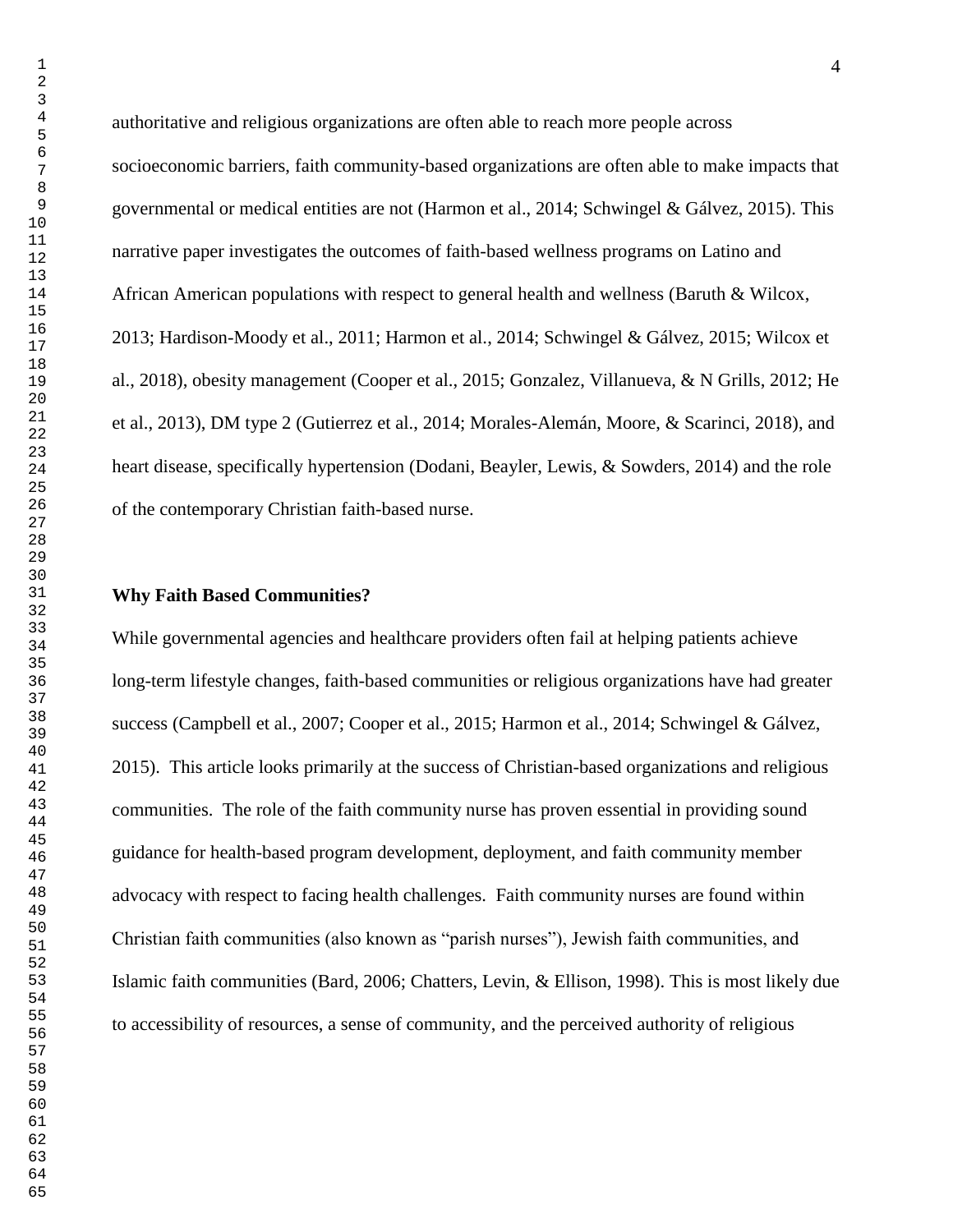authoritative and religious organizations are often able to reach more people across socioeconomic barriers, faith community-based organizations are often able to make impacts that governmental or medical entities are not (Harmon et al., 2014; Schwingel & Gálvez, 2015). This narrative paper investigates the outcomes of faith-based wellness programs on Latino and African American populations with respect to general health and wellness (Baruth & Wilcox, 2013; Hardison-Moody et al., 2011; Harmon et al., 2014; Schwingel & Gálvez, 2015; Wilcox et al., 2018), obesity management (Cooper et al., 2015; Gonzalez, Villanueva, & N Grills, 2012; He et al., 2013), DM type 2 (Gutierrez et al., 2014; Morales-Alemán, Moore, & Scarinci, 2018), and heart disease, specifically hypertension (Dodani, Beayler, Lewis, & Sowders, 2014) and the role of the contemporary Christian faith-based nurse.

**Why Faith Based Communities?**

While governmental agencies and healthcare providers often fail at helping patients achieve long-term lifestyle changes, faith-based communities or religious organizations have had greater success (Campbell et al., 2007; Cooper et al., 2015; Harmon et al., 2014; Schwingel & Gálvez, 2015). This article looks primarily at the success of Christian-based organizations and religious communities. The role of the faith community nurse has proven essential in providing sound guidance for health-based program development, deployment, and faith community member advocacy with respect to facing health challenges. Faith community nurses are found within Christian faith communities (also known as "parish nurses"), Jewish faith communities, and Islamic faith communities (Bard, 2006; Chatters, Levin, & Ellison, 1998). This is most likely due to accessibility of resources, a sense of community, and the perceived authority of religious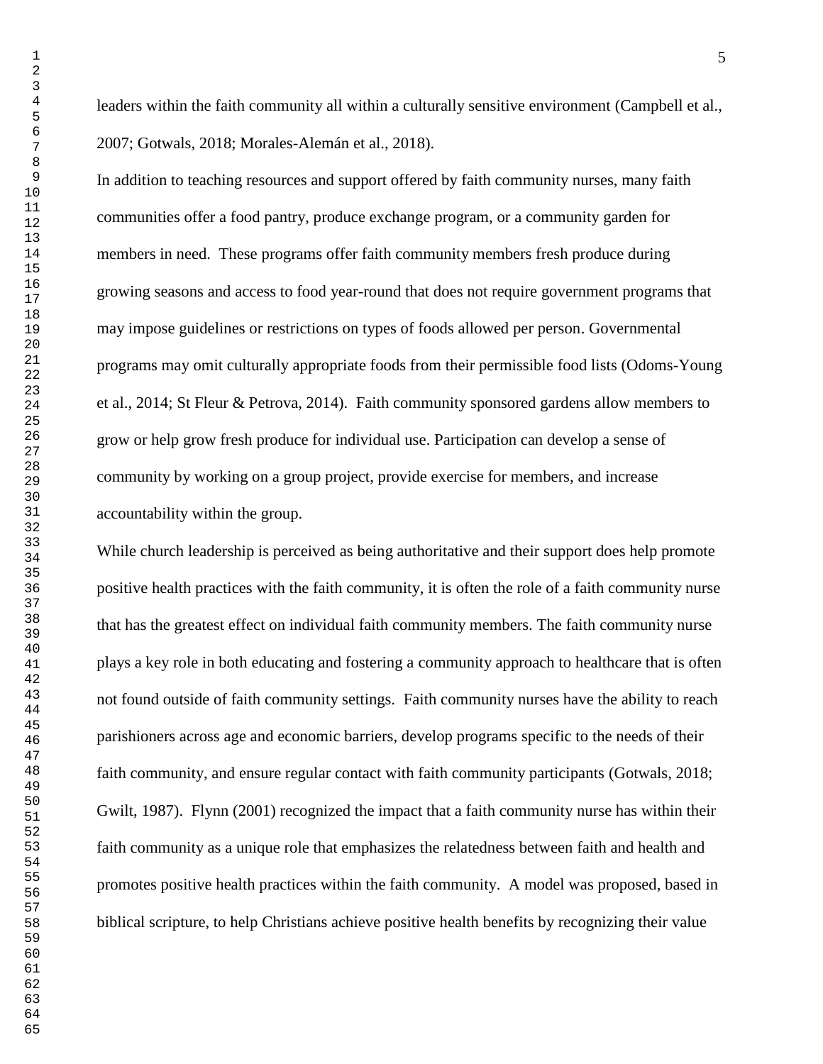leaders within the faith community all within a culturally sensitive environment (Campbell et al., 2007; Gotwals, 2018; Morales-Alemán et al., 2018).

In addition to teaching resources and support offered by faith community nurses, many faith communities offer a food pantry, produce exchange program, or a community garden for members in need. These programs offer faith community members fresh produce during growing seasons and access to food year-round that does not require government programs that may impose guidelines or restrictions on types of foods allowed per person. Governmental programs may omit culturally appropriate foods from their permissible food lists (Odoms-Young et al., 2014; St Fleur & Petrova, 2014). Faith community sponsored gardens allow members to grow or help grow fresh produce for individual use. Participation can develop a sense of community by working on a group project, provide exercise for members, and increase accountability within the group.

While church leadership is perceived as being authoritative and their support does help promote positive health practices with the faith community, it is often the role of a faith community nurse that has the greatest effect on individual faith community members. The faith community nurse plays a key role in both educating and fostering a community approach to healthcare that is often not found outside of faith community settings. Faith community nurses have the ability to reach parishioners across age and economic barriers, develop programs specific to the needs of their faith community, and ensure regular contact with faith community participants (Gotwals, 2018; Gwilt, 1987). Flynn (2001) recognized the impact that a faith community nurse has within their faith community as a unique role that emphasizes the relatedness between faith and health and promotes positive health practices within the faith community. A model was proposed, based in biblical scripture, to help Christians achieve positive health benefits by recognizing their value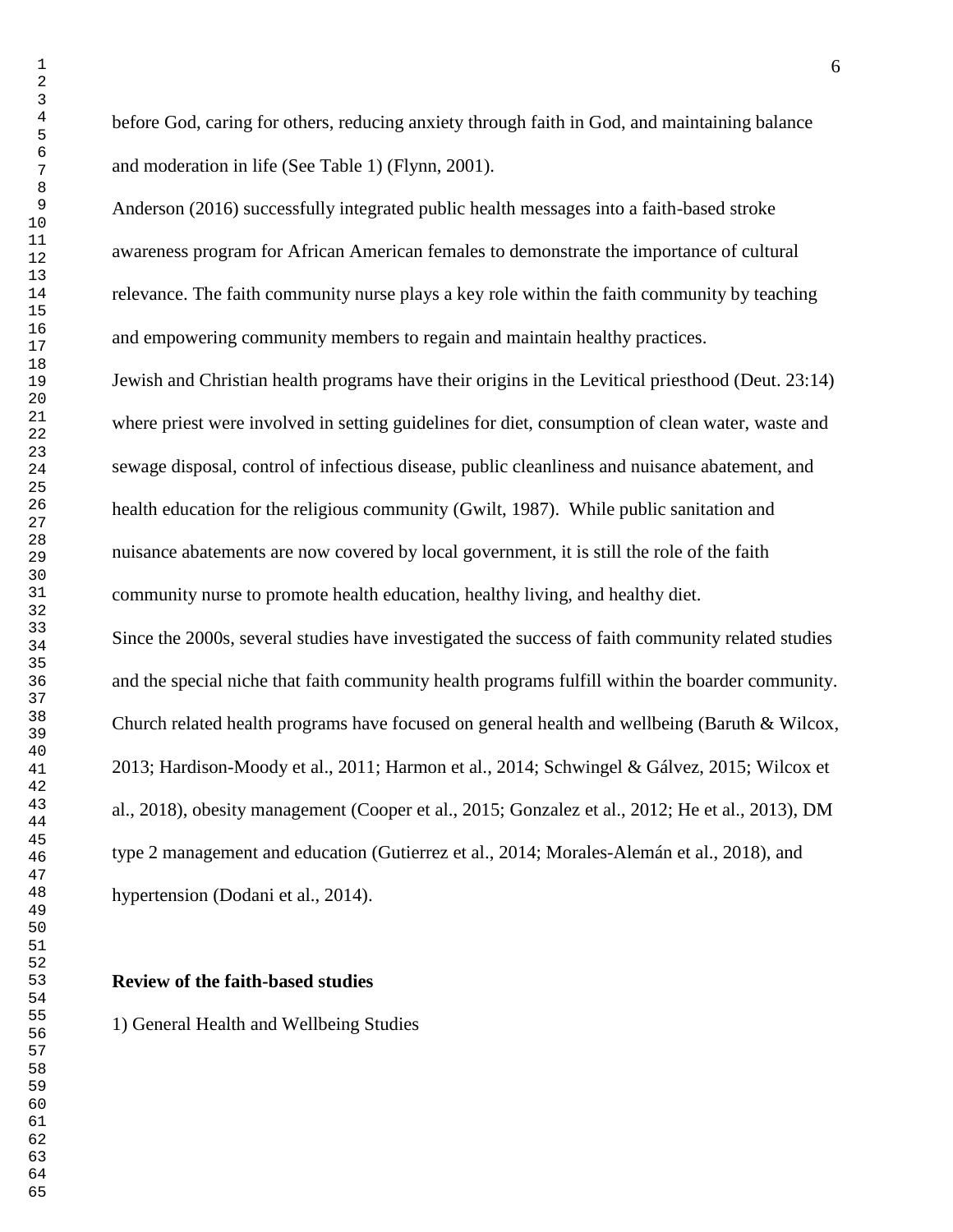before God, caring for others, reducing anxiety through faith in God, and maintaining balance and moderation in life (See Table 1) (Flynn, 2001).

Anderson (2016) successfully integrated public health messages into a faith-based stroke awareness program for African American females to demonstrate the importance of cultural relevance. The faith community nurse plays a key role within the faith community by teaching and empowering community members to regain and maintain healthy practices.

Jewish and Christian health programs have their origins in the Levitical priesthood (Deut. 23:14) where priest were involved in setting guidelines for diet, consumption of clean water, waste and sewage disposal, control of infectious disease, public cleanliness and nuisance abatement, and health education for the religious community (Gwilt, 1987). While public sanitation and nuisance abatements are now covered by local government, it is still the role of the faith community nurse to promote health education, healthy living, and healthy diet.

Since the 2000s, several studies have investigated the success of faith community related studies and the special niche that faith community health programs fulfill within the boarder community. Church related health programs have focused on general health and wellbeing (Baruth & Wilcox, 2013; Hardison-Moody et al., 2011; Harmon et al., 2014; Schwingel & Gálvez, 2015; Wilcox et al., 2018), obesity management (Cooper et al., 2015; Gonzalez et al., 2012; He et al., 2013), DM type 2 management and education (Gutierrez et al., 2014; Morales-Alemán et al., 2018), and hypertension (Dodani et al., 2014).

**Review of the faith-based studies**

1) General Health and Wellbeing Studies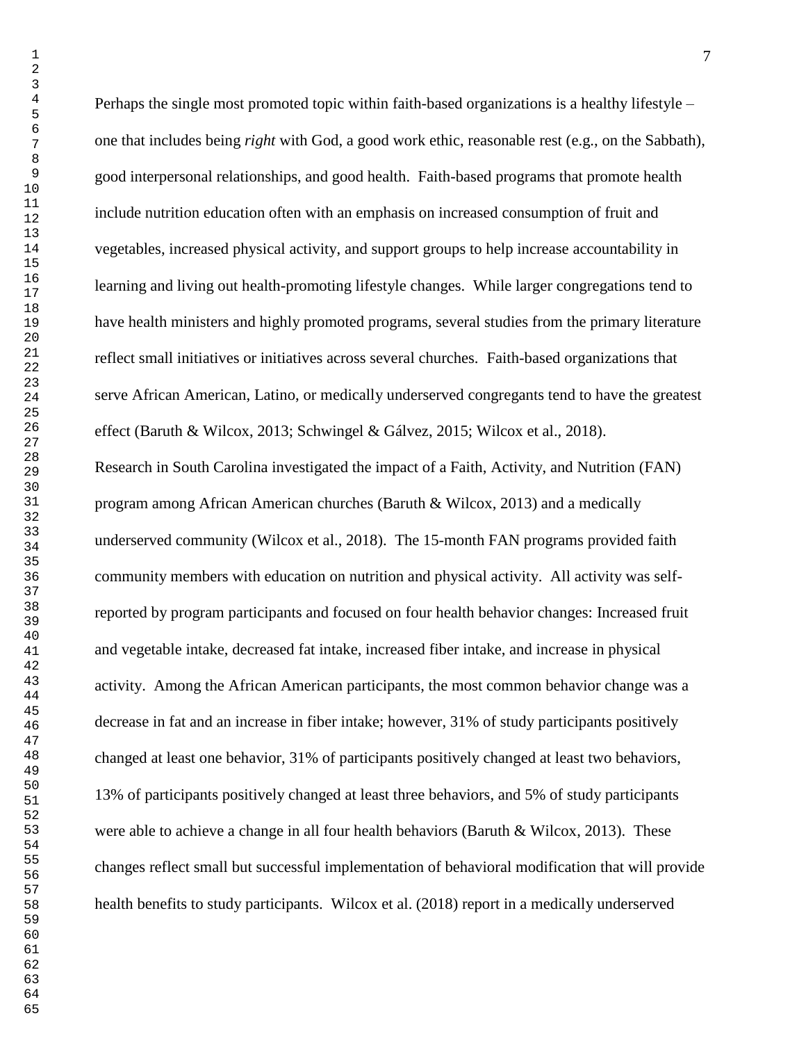Perhaps the single most promoted topic within faith-based organizations is a healthy lifestyle – one that includes being *right* with God, a good work ethic, reasonable rest (e.g., on the Sabbath), good interpersonal relationships, and good health. Faith-based programs that promote health include nutrition education often with an emphasis on increased consumption of fruit and vegetables, increased physical activity, and support groups to help increase accountability in learning and living out health-promoting lifestyle changes. While larger congregations tend to have health ministers and highly promoted programs, several studies from the primary literature reflect small initiatives or initiatives across several churches. Faith-based organizations that serve African American, Latino, or medically underserved congregants tend to have the greatest effect (Baruth & Wilcox, 2013; Schwingel & Gálvez, 2015; Wilcox et al., 2018).

Research in South Carolina investigated the impact of a Faith, Activity, and Nutrition (FAN) program among African American churches (Baruth & Wilcox, 2013) and a medically underserved community (Wilcox et al., 2018). The 15-month FAN programs provided faith community members with education on nutrition and physical activity. All activity was self-reported by program participants and focused on four health behavior changes: Increased fruit and vegetable intake, decreased fat intake, increased fiber intake, and increase in physical activity. Among the African American participants, the most common behavior change was a decrease in fat and an increase in fiber intake; however, 31% of study participants positively changed at least one behavior, 31% of participants positively changed at least two behaviors, 13% of participants positively changed at least three behaviors, and 5% of study participants were able to achieve a change in all four health behaviors (Baruth & Wilcox, 2013). These changes reflect small but successful implementation of behavioral modification that will provide health benefits to study participants. Wilcox et al. (2018) report in a medically underserved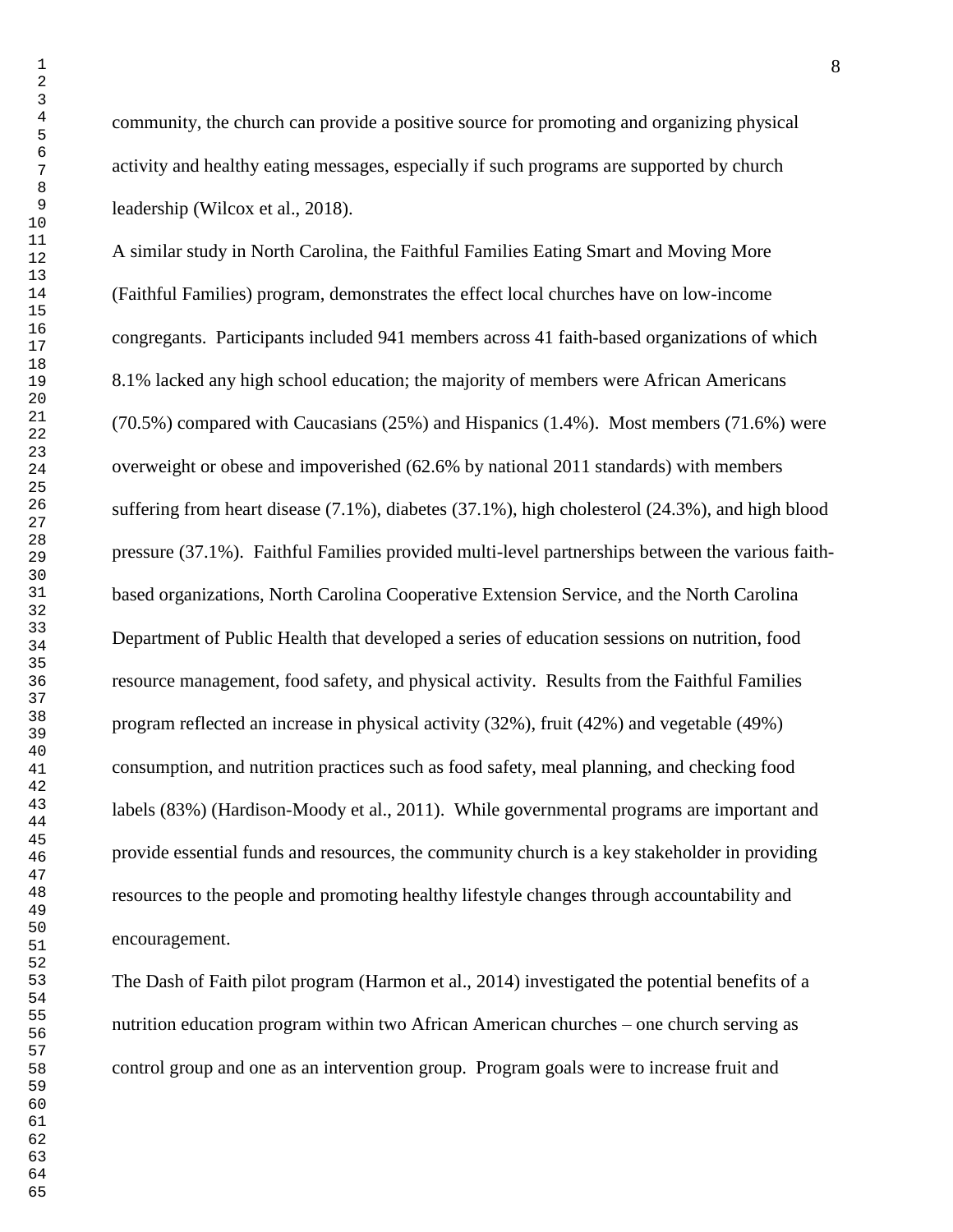community, the church can provide a positive source for promoting and organizing physical activity and healthy eating messages, especially if such programs are supported by church leadership (Wilcox et al., 2018).

A similar study in North Carolina, the Faithful Families Eating Smart and Moving More (Faithful Families) program, demonstrates the effect local churches have on low-income congregants. Participants included 941 members across 41 faith-based organizations of which 8.1% lacked any high school education; the majority of members were African Americans (70.5%) compared with Caucasians (25%) and Hispanics (1.4%). Most members (71.6%) were overweight or obese and impoverished (62.6% by national 2011 standards) with members suffering from heart disease (7.1%), diabetes (37.1%), high cholesterol (24.3%), and high blood pressure (37.1%). Faithful Families provided multi-level partnerships between the various faith-based organizations, North Carolina Cooperative Extension Service, and the North Carolina Department of Public Health that developed a series of education sessions on nutrition, food resource management, food safety, and physical activity. Results from the Faithful Families program reflected an increase in physical activity (32%), fruit (42%) and vegetable (49%) consumption, and nutrition practices such as food safety, meal planning, and checking food labels (83%) (Hardison-Moody et al., 2011). While governmental programs are important and provide essential funds and resources, the community church is a key stakeholder in providing resources to the people and promoting healthy lifestyle changes through accountability and encouragement.

The Dash of Faith pilot program (Harmon et al., 2014) investigated the potential benefits of a nutrition education program within two African American churches – one church serving as control group and one as an intervention group. Program goals were to increase fruit and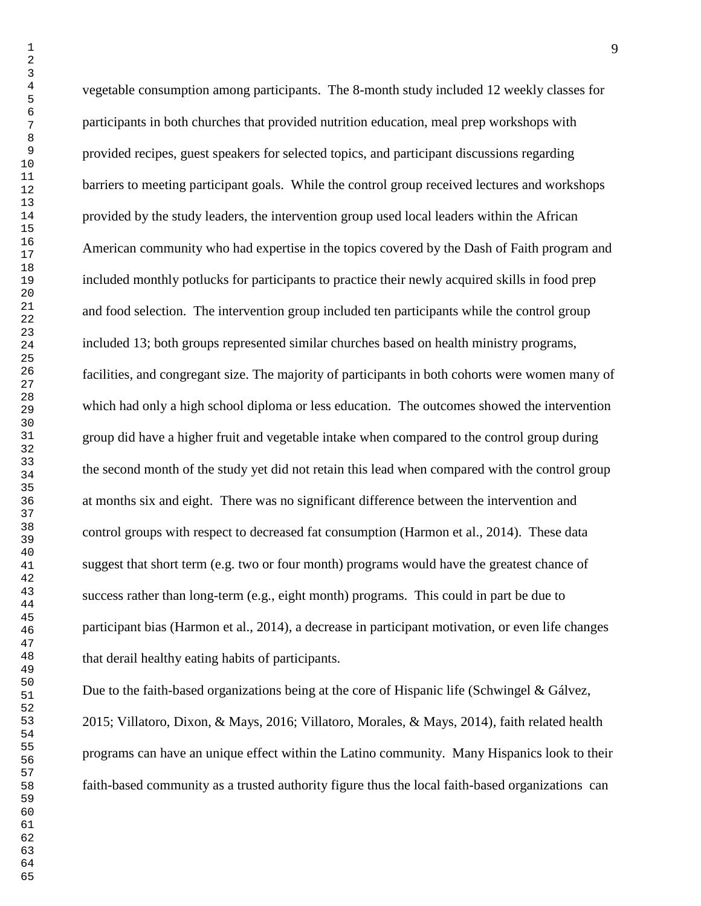vegetable consumption among participants. The 8-month study included 12 weekly classes for participants in both churches that provided nutrition education, meal prep workshops with provided recipes, guest speakers for selected topics, and participant discussions regarding barriers to meeting participant goals. While the control group received lectures and workshops provided by the study leaders, the intervention group used local leaders within the African American community who had expertise in the topics covered by the Dash of Faith program and included monthly potlucks for participants to practice their newly acquired skills in food prep and food selection. The intervention group included ten participants while the control group included 13; both groups represented similar churches based on health ministry programs, facilities, and congregant size. The majority of participants in both cohorts were women many of which had only a high school diploma or less education. The outcomes showed the intervention group did have a higher fruit and vegetable intake when compared to the control group during the second month of the study yet did not retain this lead when compared with the control group at months six and eight. There was no significant difference between the intervention and control groups with respect to decreased fat consumption (Harmon et al., 2014). These data suggest that short term (e.g. two or four month) programs would have the greatest chance of success rather than long-term (e.g., eight month) programs. This could in part be due to participant bias (Harmon et al., 2014), a decrease in participant motivation, or even life changes that derail healthy eating habits of participants.

Due to the faith-based organizations being at the core of Hispanic life (Schwingel & Gálvez, 2015; Villatoro, Dixon, & Mays, 2016; Villatoro, Morales, & Mays, 2014), faith related health programs can have an unique effect within the Latino community. Many Hispanics look to their faith-based community as a trusted authority figure thus the local faith-based organizations can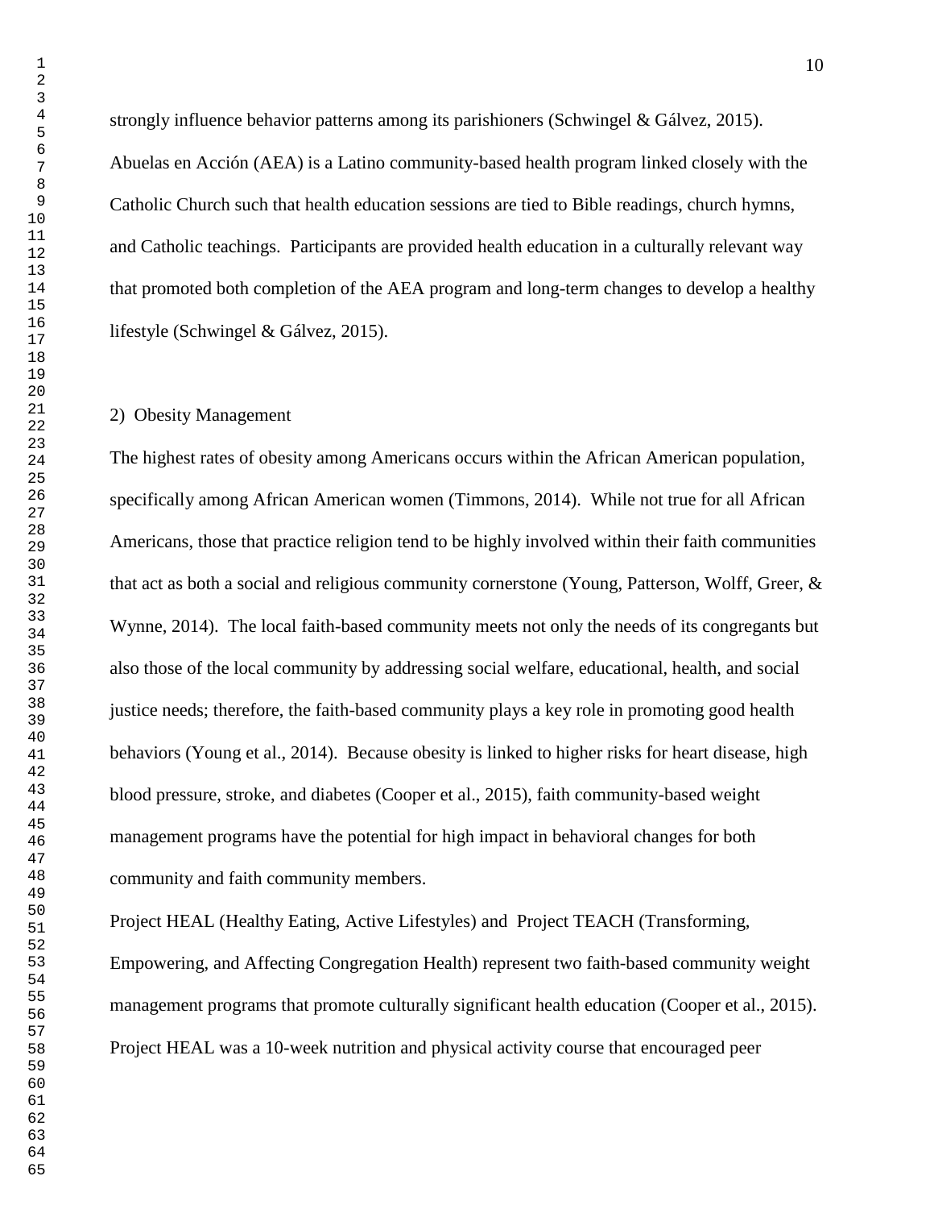strongly influence behavior patterns among its parishioners (Schwingel & Gálvez, 2015). Abuelas en Acción (AEA) is a Latino community-based health program linked closely with the Catholic Church such that health education sessions are tied to Bible readings, church hymns, and Catholic teachings. Participants are provided health education in a culturally relevant way that promoted both completion of the AEA program and long-term changes to develop a healthy lifestyle (Schwingel & Gálvez, 2015).

2) Obesity Management

The highest rates of obesity among Americans occurs within the African American population, specifically among African American women (Timmons, 2014). While not true for all African Americans, those that practice religion tend to be highly involved within their faith communities that act as both a social and religious community cornerstone (Young, Patterson, Wolff, Greer, & Wynne, 2014). The local faith-based community meets not only the needs of its congregants but also those of the local community by addressing social welfare, educational, health, and social justice needs; therefore, the faith-based community plays a key role in promoting good health behaviors (Young et al., 2014). Because obesity is linked to higher risks for heart disease, high blood pressure, stroke, and diabetes (Cooper et al., 2015), faith community-based weight management programs have the potential for high impact in behavioral changes for both community and faith community members.

Project HEAL (Healthy Eating, Active Lifestyles) and Project TEACH (Transforming, Empowering, and Affecting Congregation Health) represent two faith-based community weight management programs that promote culturally significant health education (Cooper et al., 2015). Project HEAL was a 10-week nutrition and physical activity course that encouraged peer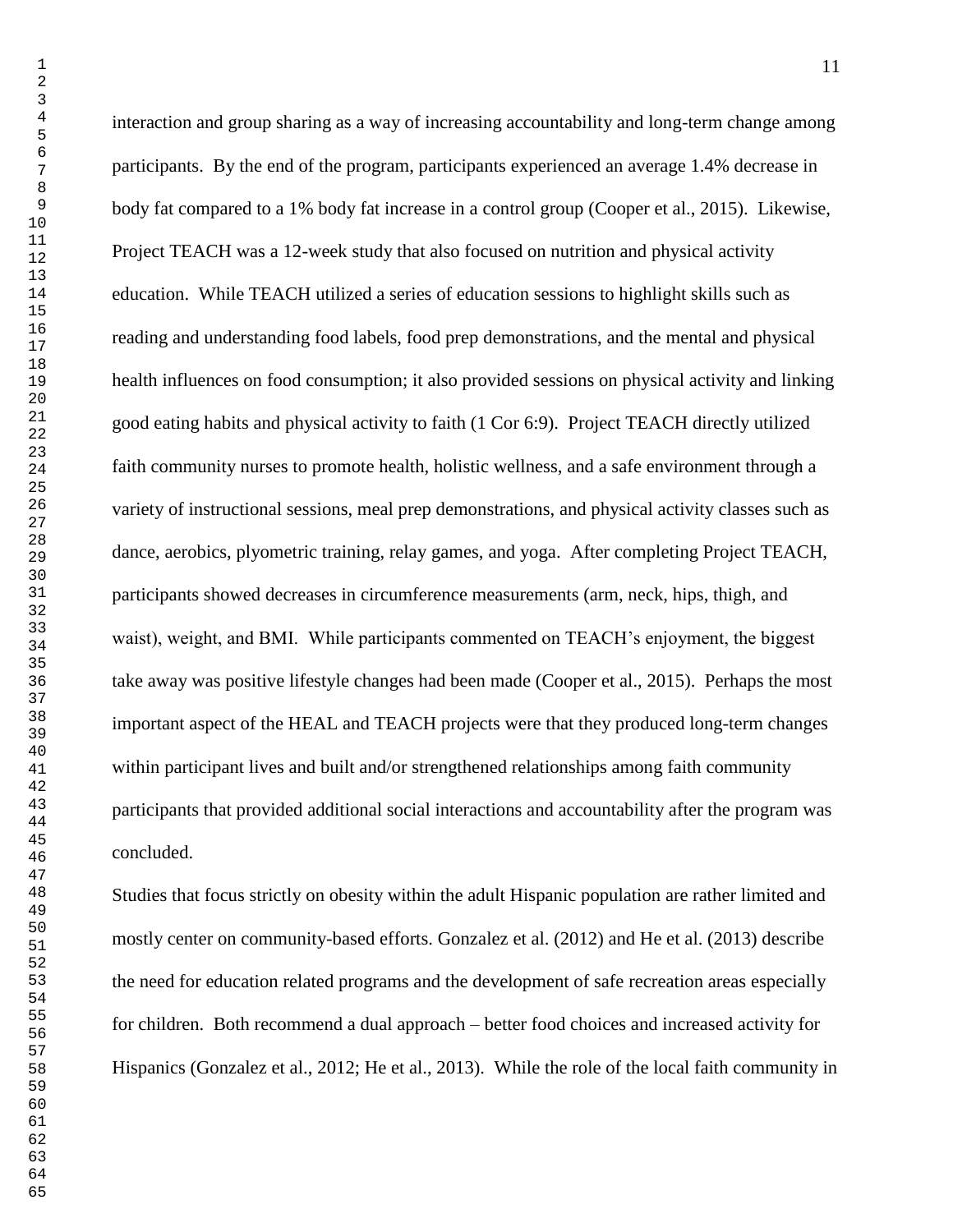interaction and group sharing as a way of increasing accountability and long-term change among participants. By the end of the program, participants experienced an average 1.4% decrease in body fat compared to a 1% body fat increase in a control group (Cooper et al., 2015). Likewise, Project TEACH was a 12-week study that also focused on nutrition and physical activity education. While TEACH utilized a series of education sessions to highlight skills such as reading and understanding food labels, food prep demonstrations, and the mental and physical health influences on food consumption; it also provided sessions on physical activity and linking good eating habits and physical activity to faith (1 Cor 6:9). Project TEACH directly utilized faith community nurses to promote health, holistic wellness, and a safe environment through a variety of instructional sessions, meal prep demonstrations, and physical activity classes such as dance, aerobics, plyometric training, relay games, and yoga. After completing Project TEACH, participants showed decreases in circumference measurements (arm, neck, hips, thigh, and waist), weight, and BMI. While participants commented on TEACH's enjoyment, the biggest take away was positive lifestyle changes had been made (Cooper et al., 2015). Perhaps the most important aspect of the HEAL and TEACH projects were that they produced long-term changes within participant lives and built and/or strengthened relationships among faith community participants that provided additional social interactions and accountability after the program was concluded.

Studies that focus strictly on obesity within the adult Hispanic population are rather limited and mostly center on community-based efforts. Gonzalez et al. (2012) and He et al. (2013) describe the need for education related programs and the development of safe recreation areas especially for children. Both recommend a dual approach – better food choices and increased activity for Hispanics (Gonzalez et al., 2012; He et al., 2013). While the role of the local faith community in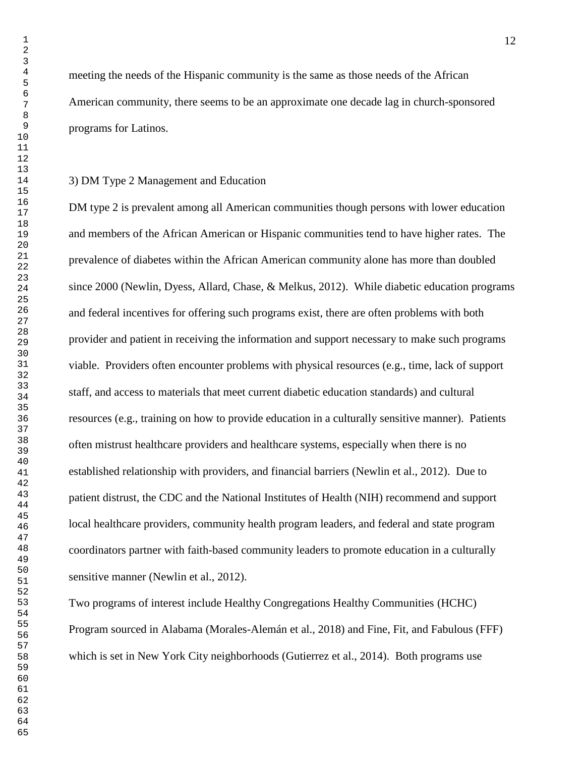meeting the needs of the Hispanic community is the same as those needs of the African American community, there seems to be an approximate one decade lag in church-sponsored programs for Latinos.

### 3) DM Type 2 Management and Education

DM type 2 is prevalent among all American communities though persons with lower education and members of the African American or Hispanic communities tend to have higher rates. The prevalence of diabetes within the African American community alone has more than doubled since 2000 (Newlin, Dyess, Allard, Chase, & Melkus, 2012). While diabetic education programs and federal incentives for offering such programs exist, there are often problems with both provider and patient in receiving the information and support necessary to make such programs viable. Providers often encounter problems with physical resources (e.g., time, lack of support staff, and access to materials that meet current diabetic education standards) and cultural resources (e.g., training on how to provide education in a culturally sensitive manner). Patients often mistrust healthcare providers and healthcare systems, especially when there is no established relationship with providers, and financial barriers (Newlin et al., 2012). Due to patient distrust, the CDC and the National Institutes of Health (NIH) recommend and support local healthcare providers, community health program leaders, and federal and state program coordinators partner with faith-based community leaders to promote education in a culturally sensitive manner (Newlin et al., 2012).

Two programs of interest include Healthy Congregations Healthy Communities (HCHC) Program sourced in Alabama (Morales-Alemán et al., 2018) and Fine, Fit, and Fabulous (FFF) which is set in New York City neighborhoods (Gutierrez et al., 2014). Both programs use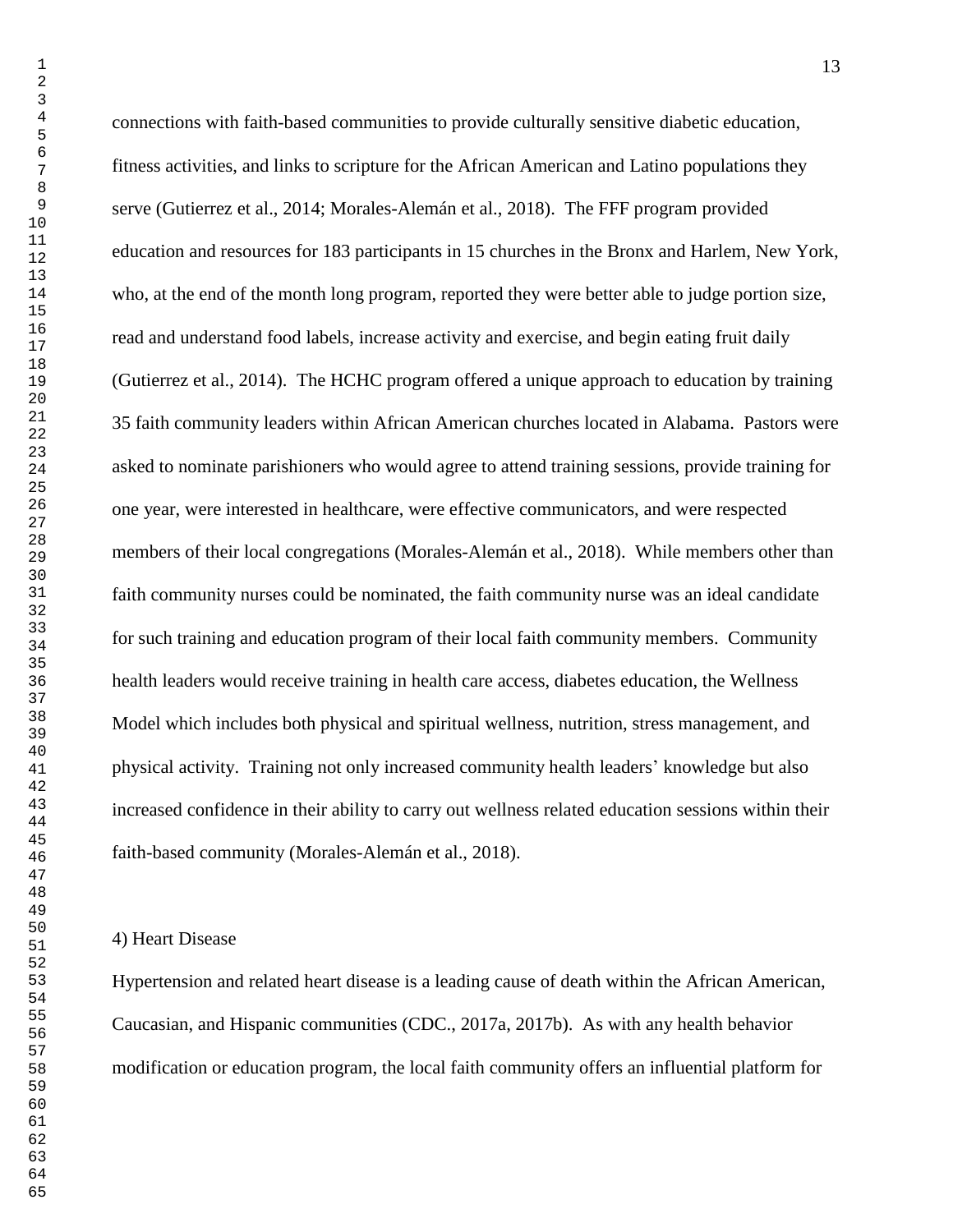connections with faith-based communities to provide culturally sensitive diabetic education, fitness activities, and links to scripture for the African American and Latino populations they serve (Gutierrez et al., 2014; Morales-Alemán et al., 2018). The FFF program provided education and resources for 183 participants in 15 churches in the Bronx and Harlem, New York, who, at the end of the month long program, reported they were better able to judge portion size, read and understand food labels, increase activity and exercise, and begin eating fruit daily (Gutierrez et al., 2014). The HCHC program offered a unique approach to education by training 35 faith community leaders within African American churches located in Alabama. Pastors were asked to nominate parishioners who would agree to attend training sessions, provide training for one year, were interested in healthcare, were effective communicators, and were respected members of their local congregations (Morales-Alemán et al., 2018). While members other than faith community nurses could be nominated, the faith community nurse was an ideal candidate for such training and education program of their local faith community members. Community health leaders would receive training in health care access, diabetes education, the Wellness Model which includes both physical and spiritual wellness, nutrition, stress management, and physical activity. Training not only increased community health leaders' knowledge but also increased confidence in their ability to carry out wellness related education sessions within their faith-based community (Morales-Alemán et al., 2018).

4) Heart Disease

Hypertension and related heart disease is a leading cause of death within the African American, Caucasian, and Hispanic communities (CDC., 2017a, 2017b). As with any health behavior modification or education program, the local faith community offers an influential platform for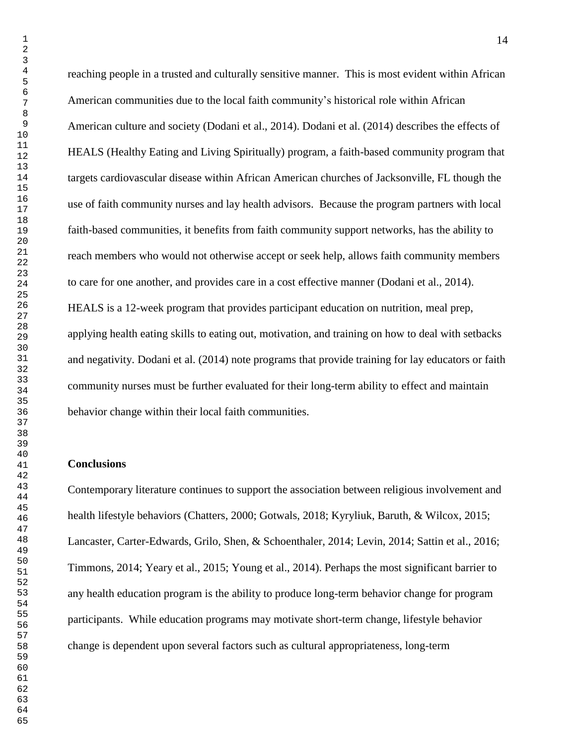reaching people in a trusted and culturally sensitive manner. This is most evident within African American communities due to the local faith community's historical role within African American culture and society (Dodani et al., 2014). Dodani et al. (2014) describes the effects of HEALS (Healthy Eating and Living Spiritually) program, a faith-based community program that targets cardiovascular disease within African American churches of Jacksonville, FL though the use of faith community nurses and lay health advisors. Because the program partners with local faith-based communities, it benefits from faith community support networks, has the ability to reach members who would not otherwise accept or seek help, allows faith community members to care for one another, and provides care in a cost effective manner (Dodani et al., 2014). HEALS is a 12-week program that provides participant education on nutrition, meal prep, applying health eating skills to eating out, motivation, and training on how to deal with setbacks and negativity. Dodani et al. (2014) note programs that provide training for lay educators or faith community nurses must be further evaluated for their long-term ability to effect and maintain behavior change within their local faith communities.

**Conclusions**

Contemporary literature continues to support the association between religious involvement and health lifestyle behaviors (Chatters, 2000; Gotwals, 2018; Kyryliuk, Baruth, & Wilcox, 2015; Lancaster, Carter-Edwards, Grilo, Shen, & Schoenthaler, 2014; Levin, 2014; Sattin et al., 2016; Timmons, 2014; Yeary et al., 2015; Young et al., 2014). Perhaps the most significant barrier to any health education program is the ability to produce long-term behavior change for program participants. While education programs may motivate short-term change, lifestyle behavior change is dependent upon several factors such as cultural appropriateness, long-term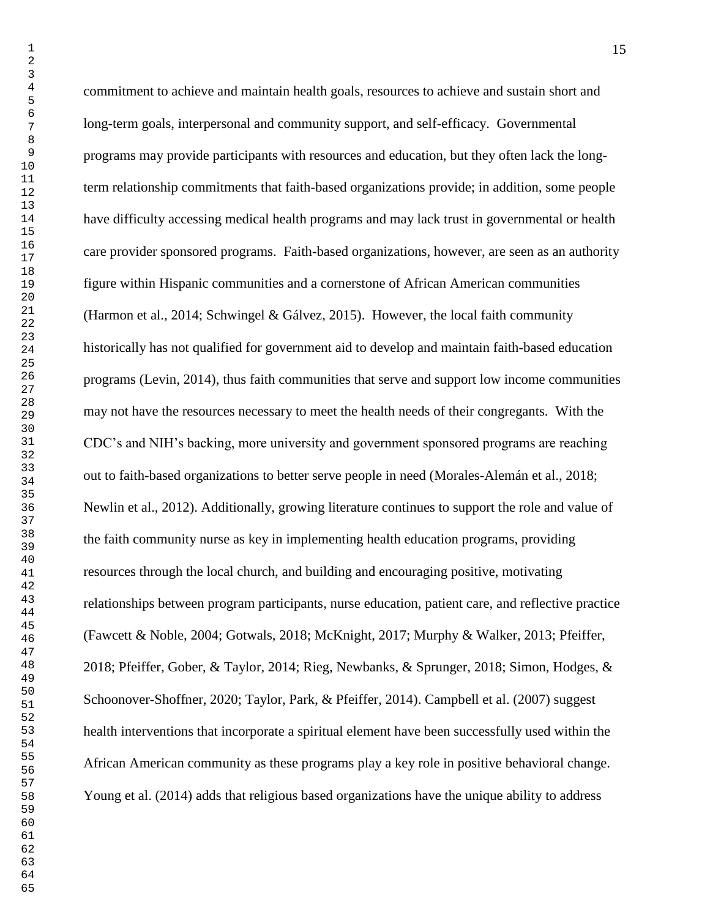commitment to achieve and maintain health goals, resources to achieve and sustain short and long-term goals, interpersonal and community support, and self-efficacy. Governmental programs may provide participants with resources and education, but they often lack the long-term relationship commitments that faith-based organizations provide; in addition, some people have difficulty accessing medical health programs and may lack trust in governmental or health care provider sponsored programs. Faith-based organizations, however, are seen as an authority figure within Hispanic communities and a cornerstone of African American communities (Harmon et al., 2014; Schwingel & Gálvez, 2015). However, the local faith community historically has not qualified for government aid to develop and maintain faith-based education programs (Levin, 2014), thus faith communities that serve and support low income communities may not have the resources necessary to meet the health needs of their congregants. With the CDC's and NIH's backing, more university and government sponsored programs are reaching out to faith-based organizations to better serve people in need (Morales-Alemán et al., 2018; Newlin et al., 2012). Additionally, growing literature continues to support the role and value of the faith community nurse as key in implementing health education programs, providing resources through the local church, and building and encouraging positive, motivating relationships between program participants, nurse education, patient care, and reflective practice (Fawcett & Noble, 2004; Gotwals, 2018; McKnight, 2017; Murphy & Walker, 2013; Pfeiffer, 2018; Pfeiffer, Gober, & Taylor, 2014; Rieg, Newbanks, & Sprunger, 2018; Simon, Hodges, & Schoonover-Shoffner, 2020; Taylor, Park, & Pfeiffer, 2014). Campbell et al. (2007) suggest health interventions that incorporate a spiritual element have been successfully used within the African American community as these programs play a key role in positive behavioral change. Young et al. (2014) adds that religious based organizations have the unique ability to address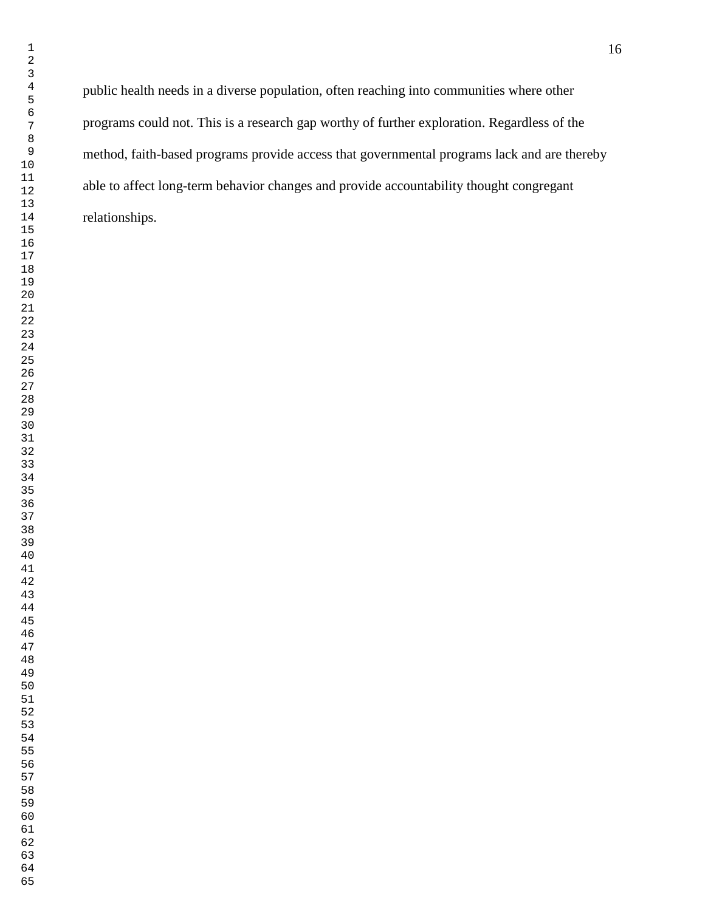public health needs in a diverse population, often reaching into communities where other programs could not. This is a research gap worthy of further exploration. Regardless of the method, faith-based programs provide access that governmental programs lack and are thereby able to affect long-term behavior changes and provide accountability thought congregant relationships.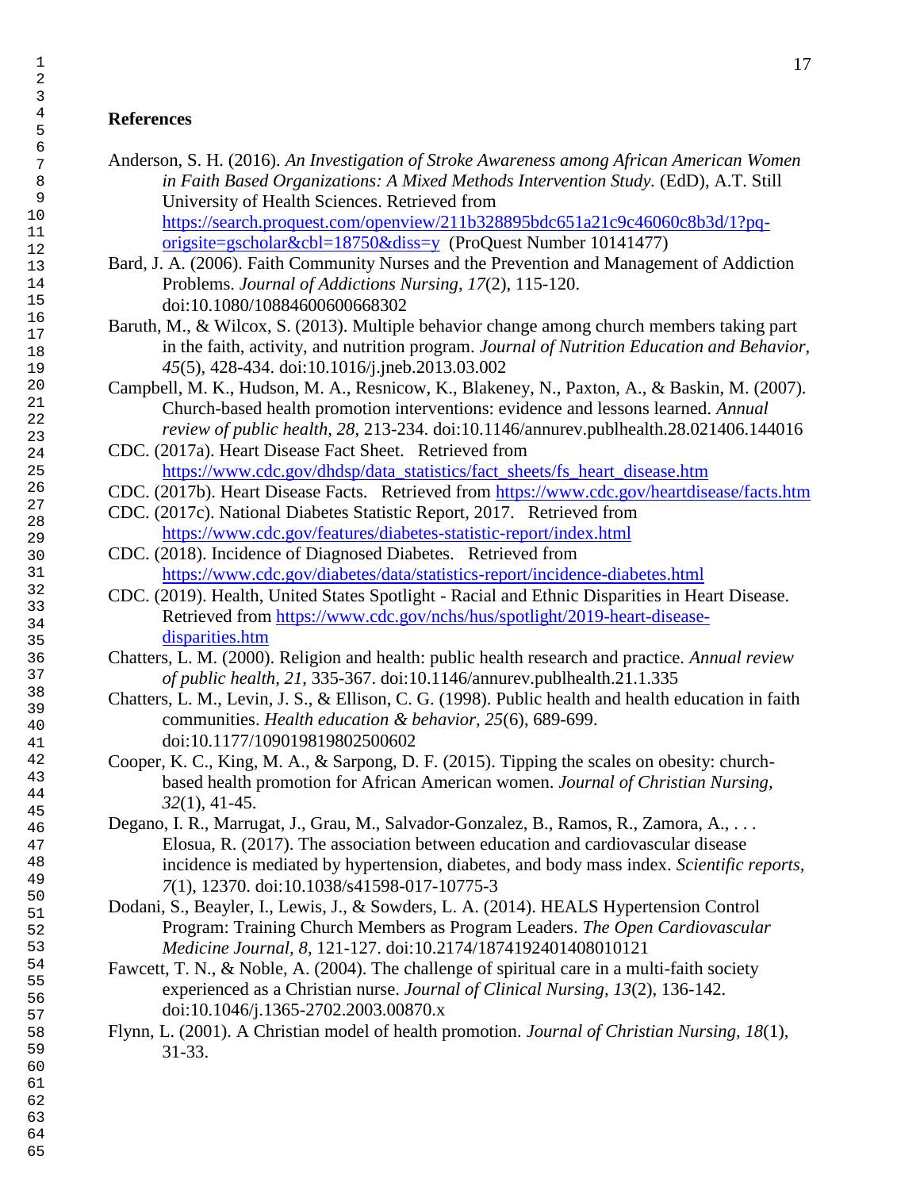# References

Anderson, S. H. (2016). *An Investigation of Stroke Awareness among African American Women in Faith Based Organizations: A Mixed Methods Intervention Study.* (EdD), A.T. Still University of Health Sciences. Retrieved from https://search.proquest.com/openview/211b328895bdc651a21c9c46060c8b3d/1?pq-origsite=gscholar&cbl=18750&diss=y (ProQuest Number 10141477)

Bard, J. A. (2006). Faith Community Nurses and the Prevention and Management of Addiction Problems. *Journal of Addictions Nursing, 17*(2), 115-120. doi:10.1080/10884600600668302

Baruth, M., & Wilcox, S. (2013). Multiple behavior change among church members taking part in the faith, activity, and nutrition program. *Journal of Nutrition Education and Behavior, 45*(5), 428-434. doi:10.1016/j.jneb.2013.03.002

Campbell, M. K., Hudson, M. A., Resnicow, K., Blakeney, N., Paxton, A., & Baskin, M. (2007). Church-based health promotion interventions: evidence and lessons learned. *Annual review of public health, 28*, 213-234. doi:10.1146/annurev.publhealth.28.021406.144016

CDC. (2017a). Heart Disease Fact Sheet. Retrieved from https://www.cdc.gov/dhdsp/data_statistics/fact_sheets/fs_heart_disease.htm

CDC. (2017b). Heart Disease Facts. Retrieved from https://www.cdc.gov/heartdisease/facts.htm

CDC. (2017c). National Diabetes Statistic Report, 2017. Retrieved from https://www.cdc.gov/features/diabetes-statistic-report/index.html

CDC. (2018). Incidence of Diagnosed Diabetes. Retrieved from https://www.cdc.gov/diabetes/data/statistics-report/incidence-diabetes.html

CDC. (2019). Health, United States Spotlight - Racial and Ethnic Disparities in Heart Disease. Retrieved from https://www.cdc.gov/nchs/hus/spotlight/2019-heart-disease-disparities.htm

Chatters, L. M. (2000). Religion and health: public health research and practice. *Annual review of public health, 21*, 335-367. doi:10.1146/annurev.publhealth.21.1.335

Chatters, L. M., Levin, J. S., & Ellison, C. G. (1998). Public health and health education in faith communities. *Health education & behavior, 25*(6), 689-699. doi:10.1177/109019819802500602

Cooper, K. C., King, M. A., & Sarpong, D. F. (2015). Tipping the scales on obesity: church-based health promotion for African American women. *Journal of Christian Nursing, 32*(1), 41-45.

Degano, I. R., Marrugat, J., Grau, M., Salvador-Gonzalez, B., Ramos, R., Zamora, A., . . . Elosua, R. (2017). The association between education and cardiovascular disease incidence is mediated by hypertension, diabetes, and body mass index. *Scientific reports, 7*(1), 12370. doi:10.1038/s41598-017-10775-3

Dodani, S., Beayler, I., Lewis, J., & Sowders, L. A. (2014). HEALS Hypertension Control Program: Training Church Members as Program Leaders. *The Open Cardiovascular Medicine Journal, 8*, 121-127. doi:10.2174/1874192401408010121

Fawcett, T. N., & Noble, A. (2004). The challenge of spiritual care in a multi-faith society experienced as a Christian nurse. *Journal of Clinical Nursing, 13*(2), 136-142. doi:10.1046/j.1365-2702.2003.00870.x

Flynn, L. (2001). A Christian model of health promotion. *Journal of Christian Nursing, 18*(1), 31-33.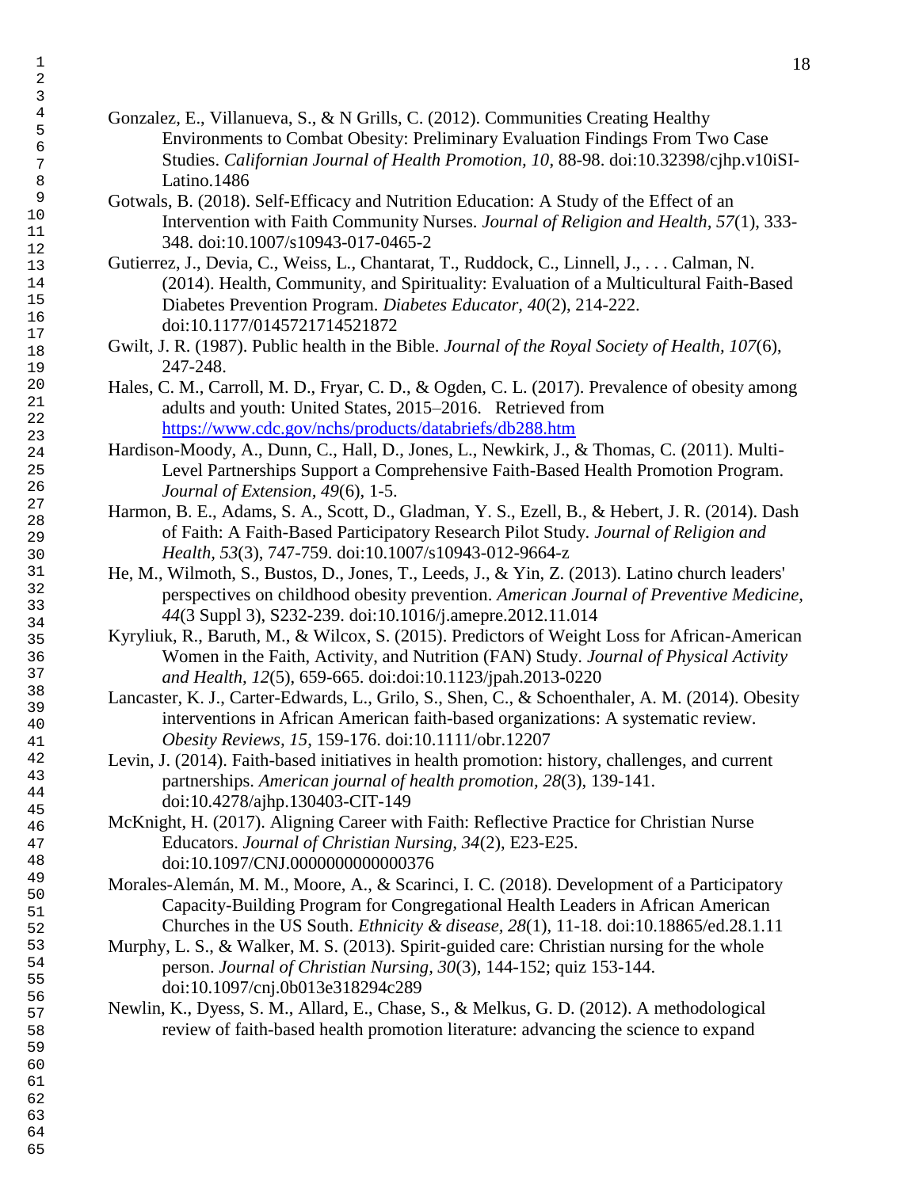Gonzalez, E., Villanueva, S., & N Grills, C. (2012). Communities Creating Healthy Environments to Combat Obesity: Preliminary Evaluation Findings From Two Case Studies. *Californian Journal of Health Promotion, 10*, 88-98. doi:10.32398/cjhp.v10iSI-Latino.1486

Gotwals, B. (2018). Self-Efficacy and Nutrition Education: A Study of the Effect of an Intervention with Faith Community Nurses. *Journal of Religion and Health, 57*(1), 333-348. doi:10.1007/s10943-017-0465-2

Gutierrez, J., Devia, C., Weiss, L., Chantarat, T., Ruddock, C., Linnell, J., . . . Calman, N. (2014). Health, Community, and Spirituality: Evaluation of a Multicultural Faith-Based Diabetes Prevention Program. *Diabetes Educator, 40*(2), 214-222. doi:10.1177/0145721714521872

Gwilt, J. R. (1987). Public health in the Bible. *Journal of the Royal Society of Health, 107*(6), 247-248.

Hales, C. M., Carroll, M. D., Fryar, C. D., & Ogden, C. L. (2017). Prevalence of obesity among adults and youth: United States, 2015–2016. Retrieved from https://www.cdc.gov/nchs/products/databriefs/db288.htm

Hardison-Moody, A., Dunn, C., Hall, D., Jones, L., Newkirk, J., & Thomas, C. (2011). Multi-Level Partnerships Support a Comprehensive Faith-Based Health Promotion Program. *Journal of Extension, 49*(6), 1-5.

Harmon, B. E., Adams, S. A., Scott, D., Gladman, Y. S., Ezell, B., & Hebert, J. R. (2014). Dash of Faith: A Faith-Based Participatory Research Pilot Study. *Journal of Religion and Health, 53*(3), 747-759. doi:10.1007/s10943-012-9664-z

He, M., Wilmoth, S., Bustos, D., Jones, T., Leeds, J., & Yin, Z. (2013). Latino church leaders' perspectives on childhood obesity prevention. *American Journal of Preventive Medicine, 44*(3 Suppl 3), S232-239. doi:10.1016/j.amepre.2012.11.014

Kyryliuk, R., Baruth, M., & Wilcox, S. (2015). Predictors of Weight Loss for African-American Women in the Faith, Activity, and Nutrition (FAN) Study. *Journal of Physical Activity and Health, 12*(5), 659-665. doi:doi:10.1123/jpah.2013-0220

Lancaster, K. J., Carter-Edwards, L., Grilo, S., Shen, C., & Schoenthaler, A. M. (2014). Obesity interventions in African American faith-based organizations: A systematic review. *Obesity Reviews, 15*, 159-176. doi:10.1111/obr.12207

Levin, J. (2014). Faith-based initiatives in health promotion: history, challenges, and current partnerships. *American journal of health promotion, 28*(3), 139-141. doi:10.4278/ajhp.130403-CIT-149

McKnight, H. (2017). Aligning Career with Faith: Reflective Practice for Christian Nurse Educators. *Journal of Christian Nursing, 34*(2), E23-E25. doi:10.1097/CNJ.0000000000000376

Morales-Alemán, M. M., Moore, A., & Scarinci, I. C. (2018). Development of a Participatory Capacity-Building Program for Congregational Health Leaders in African American Churches in the US South. *Ethnicity & disease, 28*(1), 11-18. doi:10.18865/ed.28.1.11

Murphy, L. S., & Walker, M. S. (2013). Spirit-guided care: Christian nursing for the whole person. *Journal of Christian Nursing, 30*(3), 144-152; quiz 153-144. doi:10.1097/cnj.0b013e318294c289

Newlin, K., Dyess, S. M., Allard, E., Chase, S., & Melkus, G. D. (2012). A methodological review of faith-based health promotion literature: advancing the science to expand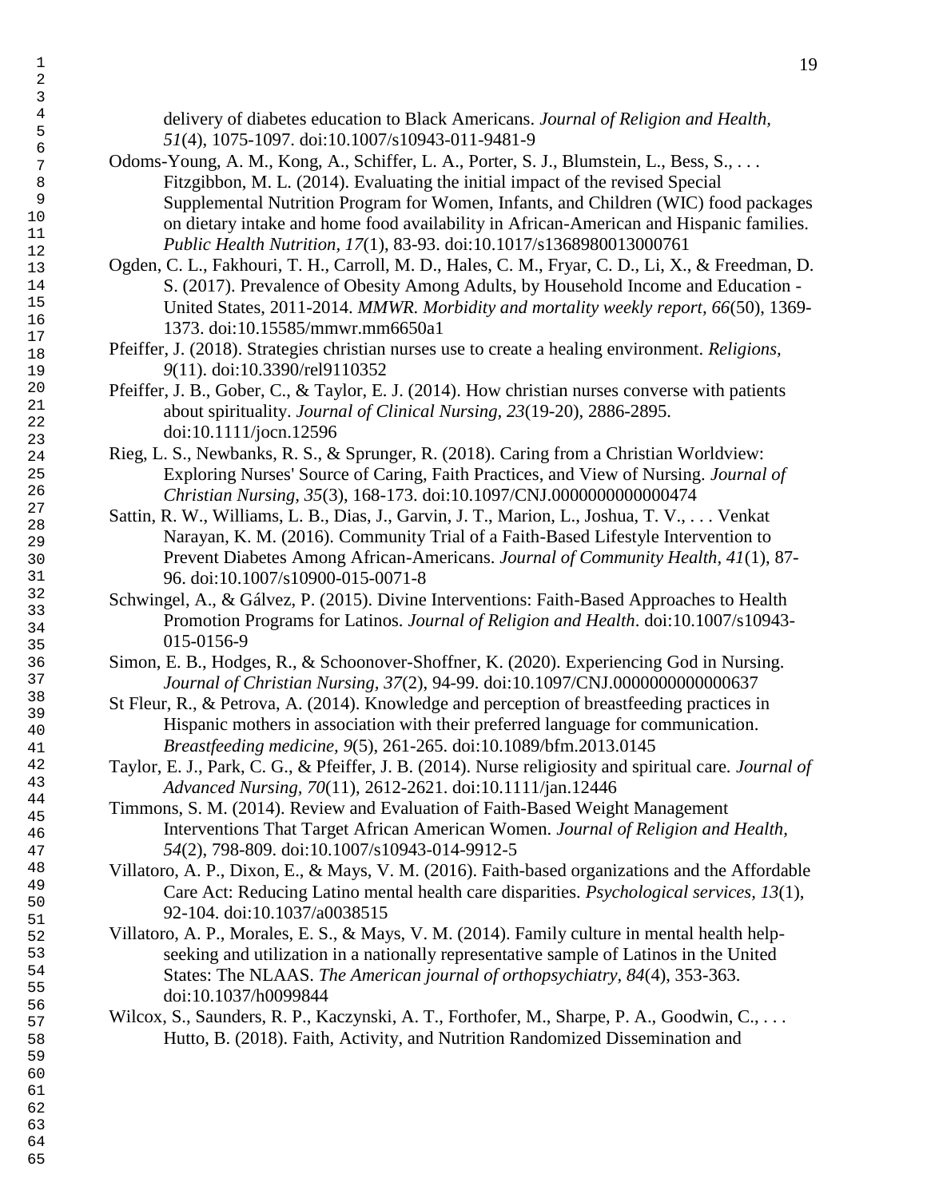delivery of diabetes education to Black Americans. *Journal of Religion and Health, 51*(4), 1075-1097. doi:10.1007/s10943-011-9481-9

Odoms-Young, A. M., Kong, A., Schiffer, L. A., Porter, S. J., Blumstein, L., Bess, S., . . . Fitzgibbon, M. L. (2014). Evaluating the initial impact of the revised Special Supplemental Nutrition Program for Women, Infants, and Children (WIC) food packages on dietary intake and home food availability in African-American and Hispanic families. *Public Health Nutrition, 17*(1), 83-93. doi:10.1017/s1368980013000761

Ogden, C. L., Fakhouri, T. H., Carroll, M. D., Hales, C. M., Fryar, C. D., Li, X., & Freedman, D. S. (2017). Prevalence of Obesity Among Adults, by Household Income and Education - United States, 2011-2014. *MMWR. Morbidity and mortality weekly report, 66*(50), 1369-1373. doi:10.15585/mmwr.mm6650a1

Pfeiffer, J. (2018). Strategies christian nurses use to create a healing environment. *Religions, 9*(11). doi:10.3390/rel9110352

Pfeiffer, J. B., Gober, C., & Taylor, E. J. (2014). How christian nurses converse with patients about spirituality. *Journal of Clinical Nursing, 23*(19-20), 2886-2895. doi:10.1111/jocn.12596

Rieg, L. S., Newbanks, R. S., & Sprunger, R. (2018). Caring from a Christian Worldview: Exploring Nurses' Source of Caring, Faith Practices, and View of Nursing. *Journal of Christian Nursing, 35*(3), 168-173. doi:10.1097/CNJ.0000000000000474

Sattin, R. W., Williams, L. B., Dias, J., Garvin, J. T., Marion, L., Joshua, T. V., . . . Venkat Narayan, K. M. (2016). Community Trial of a Faith-Based Lifestyle Intervention to Prevent Diabetes Among African-Americans. *Journal of Community Health, 41*(1), 87-96. doi:10.1007/s10900-015-0071-8

Schwingel, A., & Gálvez, P. (2015). Divine Interventions: Faith-Based Approaches to Health Promotion Programs for Latinos. *Journal of Religion and Health*. doi:10.1007/s10943-015-0156-9

Simon, E. B., Hodges, R., & Schoonover-Shoffner, K. (2020). Experiencing God in Nursing. *Journal of Christian Nursing, 37*(2), 94-99. doi:10.1097/CNJ.0000000000000637

St Fleur, R., & Petrova, A. (2014). Knowledge and perception of breastfeeding practices in Hispanic mothers in association with their preferred language for communication. *Breastfeeding medicine, 9*(5), 261-265. doi:10.1089/bfm.2013.0145

Taylor, E. J., Park, C. G., & Pfeiffer, J. B. (2014). Nurse religiosity and spiritual care. *Journal of Advanced Nursing, 70*(11), 2612-2621. doi:10.1111/jan.12446

Timmons, S. M. (2014). Review and Evaluation of Faith-Based Weight Management Interventions That Target African American Women. *Journal of Religion and Health, 54*(2), 798-809. doi:10.1007/s10943-014-9912-5

Villatoro, A. P., Dixon, E., & Mays, V. M. (2016). Faith-based organizations and the Affordable Care Act: Reducing Latino mental health care disparities. *Psychological services, 13*(1), 92-104. doi:10.1037/a0038515

Villatoro, A. P., Morales, E. S., & Mays, V. M. (2014). Family culture in mental health help-seeking and utilization in a nationally representative sample of Latinos in the United States: The NLAAS. *The American journal of orthopsychiatry, 84*(4), 353-363. doi:10.1037/h0099844

Wilcox, S., Saunders, R. P., Kaczynski, A. T., Forthofer, M., Sharpe, P. A., Goodwin, C., . . . Hutto, B. (2018). Faith, Activity, and Nutrition Randomized Dissemination and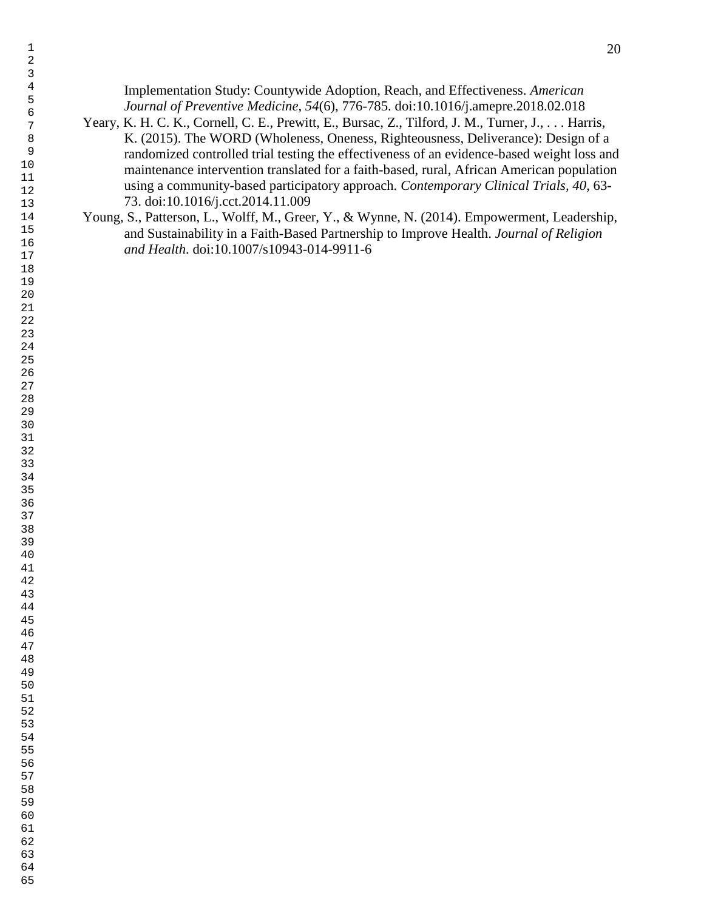Implementation Study: Countywide Adoption, Reach, and Effectiveness. *American Journal of Preventive Medicine, 54*(6), 776-785. doi:10.1016/j.amepre.2018.02.018

Yeary, K. H. C. K., Cornell, C. E., Prewitt, E., Bursac, Z., Tilford, J. M., Turner, J., . . . Harris, K. (2015). The WORD (Wholeness, Oneness, Righteousness, Deliverance): Design of a randomized controlled trial testing the effectiveness of an evidence-based weight loss and maintenance intervention translated for a faith-based, rural, African American population using a community-based participatory approach. *Contemporary Clinical Trials, 40*, 63-73. doi:10.1016/j.cct.2014.11.009

Young, S., Patterson, L., Wolff, M., Greer, Y., & Wynne, N. (2014). Empowerment, Leadership, and Sustainability in a Faith-Based Partnership to Improve Health. *Journal of Religion and Health*. doi:10.1007/s10943-014-9911-6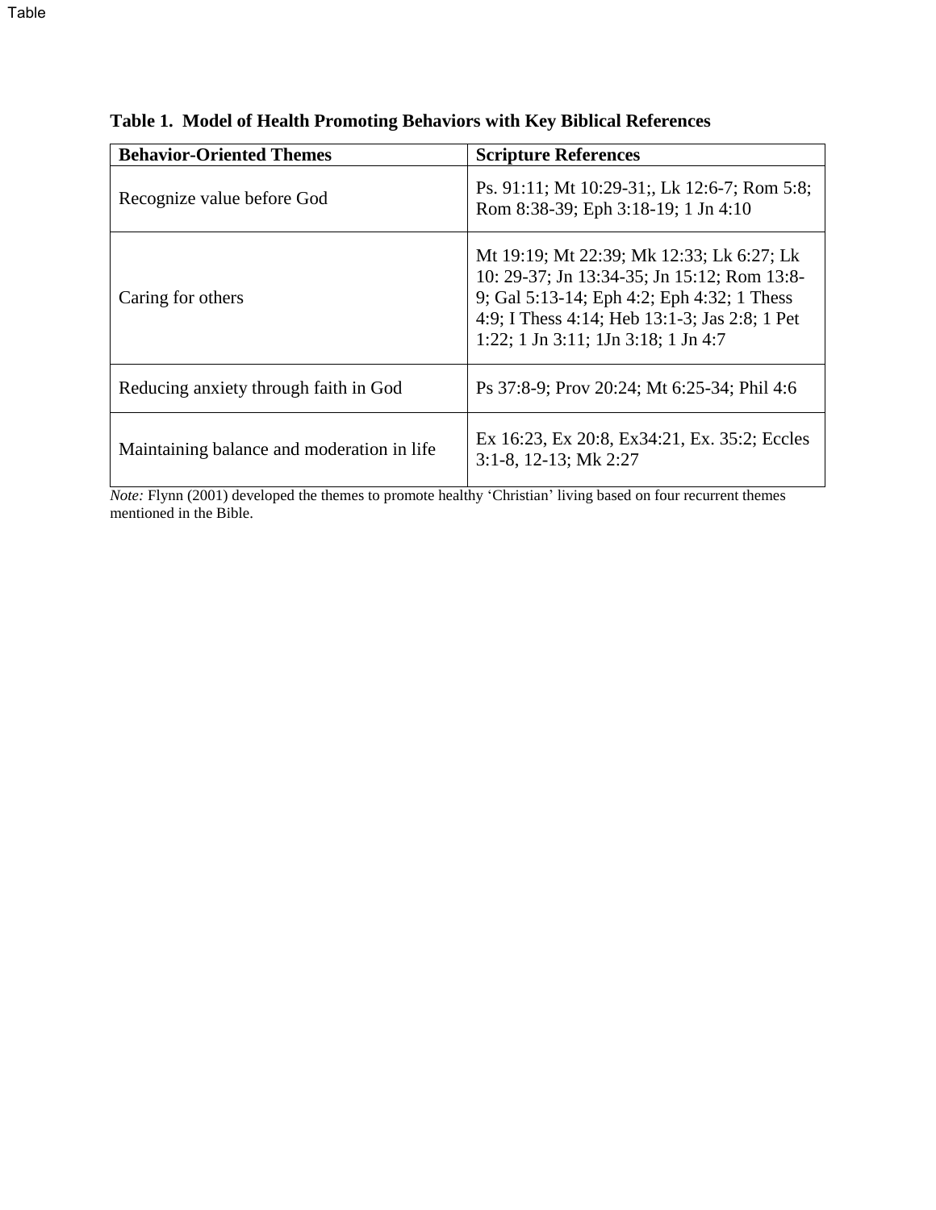Table

**Table 1. Model of Health Promoting Behaviors with Key Biblical References**

| **Behavior-Oriented Themes** | **Scripture References** |
|---|---|
| Recognize value before God | Ps. 91:11; Mt 10:29-31;, Lk 12:6-7; Rom 5:8; Rom 8:38-39; Eph 3:18-19; 1 Jn 4:10 |
| Caring for others | Mt 19:19; Mt 22:39; Mk 12:33; Lk 6:27; Lk 10: 29-37; Jn 13:34-35; Jn 15:12; Rom 13:8-9; Gal 5:13-14; Eph 4:2; Eph 4:32; 1 Thess 4:9; I Thess 4:14; Heb 13:1-3; Jas 2:8; 1 Pet 1:22; 1 Jn 3:11; 1Jn 3:18; 1 Jn 4:7 |
| Reducing anxiety through faith in God | Ps 37:8-9; Prov 20:24; Mt 6:25-34; Phil 4:6 |
| Maintaining balance and moderation in life | Ex 16:23, Ex 20:8, Ex34:21, Ex. 35:2; Eccles 3:1-8, 12-13; Mk 2:27 |

*Note:* Flynn (2001) developed the themes to promote healthy 'Christian' living based on four recurrent themes mentioned in the Bible.